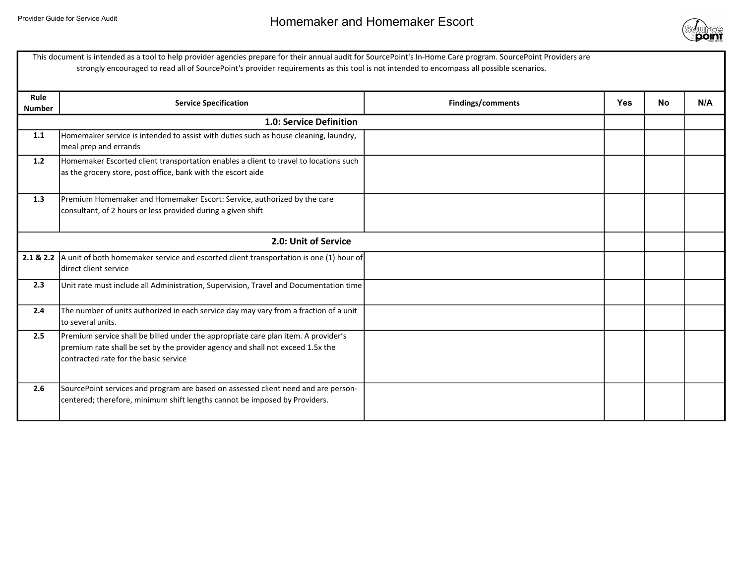Provider Guide for Service Audit

# Homemaker and Homemaker Escort

This document is intended as a tool to help provider agencies prepare for their annual audit for SourcePoint's In-Home Care program. SourcePoint Providers are strongly encouraged to read all of SourcePoint's provider requirements as this tool is not intended to encompass all possible scenarios.

| Rule Number | Service Specification | Findings/comments | Yes | No | N/A |
|---|---|---|---|---|---|
| | **1.0: Service Definition** | | | | |
| **1.1** | Homemaker service is intended to assist with duties such as house cleaning, laundry, meal prep and errands | | | | |
| **1.2** | Homemaker Escorted client transportation enables a client to travel to locations such as the grocery store, post office, bank with the escort aide | | | | |
| **1.3** | Premium Homemaker and Homemaker Escort: Service, authorized by the care consultant, of 2 hours or less provided during a given shift | | | | |
| | **2.0: Unit of Service** | | | | |
| **2.1 & 2.2** | A unit of both homemaker service and escorted client transportation is one (1) hour of direct client service | | | | |
| **2.3** | Unit rate must include all Administration, Supervision, Travel and Documentation time | | | | |
| **2.4** | The number of units authorized in each service day may vary from a fraction of a unit to several units. | | | | |
| **2.5** | Premium service shall be billed under the appropriate care plan item. A provider's premium rate shall be set by the provider agency and shall not exceed 1.5x the contracted rate for the basic service | | | | |
| **2.6** | SourcePoint services and program are based on assessed client need and are person-centered; therefore, minimum shift lengths cannot be imposed by Providers. | | | | |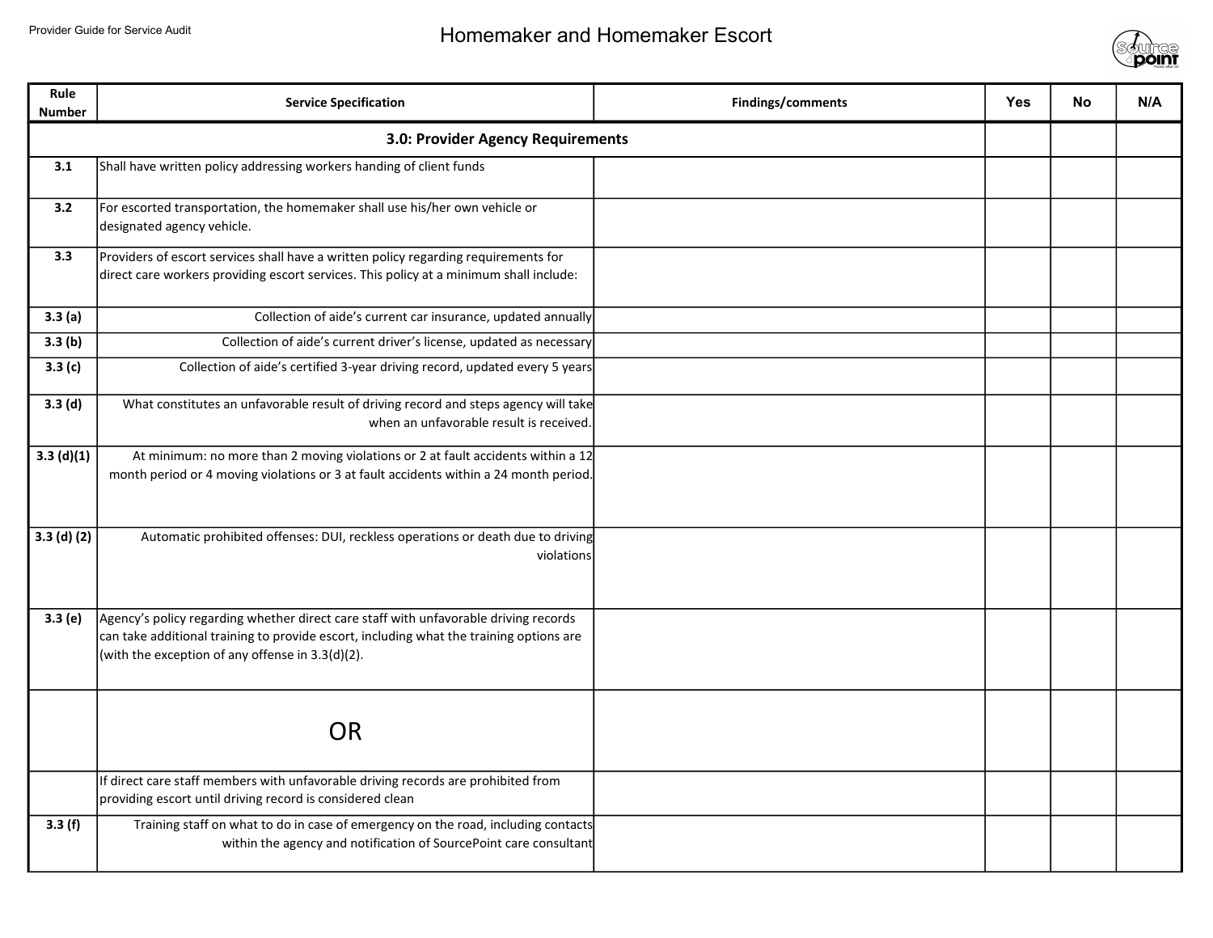# Homemaker and Homemaker Escort

| Rule Number | Service Specification | Findings/comments | Yes | No | N/A |
|---|---|---|---|---|---|
| | **3.0: Provider Agency Requirements** | | | | |
| 3.1 | Shall have written policy addressing workers handing of client funds | | | | |
| 3.2 | For escorted transportation, the homemaker shall use his/her own vehicle or designated agency vehicle. | | | | |
| 3.3 | Providers of escort services shall have a written policy regarding requirements for direct care workers providing escort services. This policy at a minimum shall include: | | | | |
| 3.3 (a) | Collection of aide's current car insurance, updated annually | | | | |
| 3.3 (b) | Collection of aide's current driver's license, updated as necessary | | | | |
| 3.3 (c) | Collection of aide's certified 3-year driving record, updated every 5 years | | | | |
| 3.3 (d) | What constitutes an unfavorable result of driving record and steps agency will take when an unfavorable result is received. | | | | |
| 3.3 (d)(1) | At minimum: no more than 2 moving violations or 2 at fault accidents within a 12 month period or 4 moving violations or 3 at fault accidents within a 24 month period. | | | | |
| 3.3 (d) (2) | Automatic prohibited offenses: DUI, reckless operations or death due to driving violations | | | | |
| 3.3 (e) | Agency's policy regarding whether direct care staff with unfavorable driving records can take additional training to provide escort, including what the training options are (with the exception of any offense in 3.3(d)(2). | | | | |
| | OR | | | | |
| | If direct care staff members with unfavorable driving records are prohibited from providing escort until driving record is considered clean | | | | |
| 3.3 (f) | Training staff on what to do in case of emergency on the road, including contacts within the agency and notification of SourcePoint care consultant | | | | |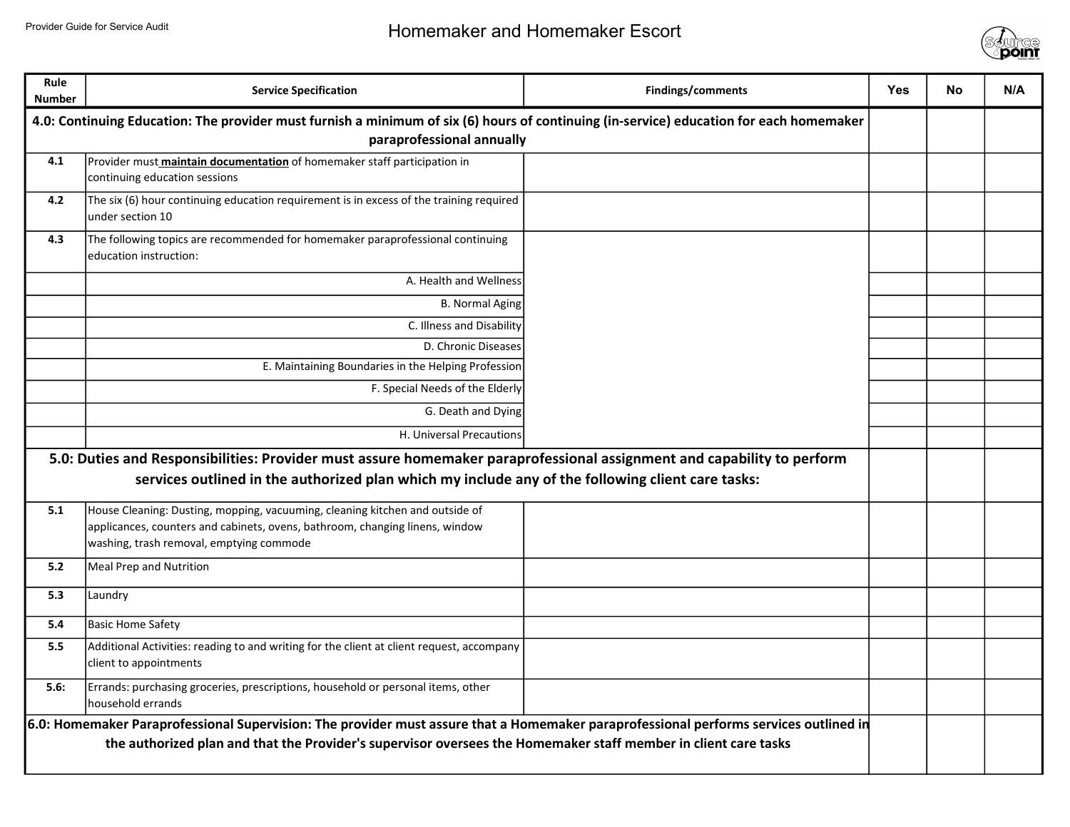| Rule Number | Service Specification | Findings/comments | Yes | No | N/A |
|---|---|---|---|---|---|
| **4.0: Continuing Education: The provider must furnish a minimum of six (6) hours of continuing (in-service) education for each homemaker paraprofessional annually** | | | | | |
| 4.1 | Provider must **maintain documentation** of homemaker staff participation in continuing education sessions | | | | |
| 4.2 | The six (6) hour continuing education requirement is in excess of the training required under section 10 | | | | |
| 4.3 | The following topics are recommended for homemaker paraprofessional continuing education instruction: | | | | |
| | A. Health and Wellness | | | | |
| | B. Normal Aging | | | | |
| | C. Illness and Disability | | | | |
| | D. Chronic Diseases | | | | |
| | E. Maintaining Boundaries in the Helping Profession | | | | |
| | F. Special Needs of the Elderly | | | | |
| | G. Death and Dying | | | | |
| | H. Universal Precautions | | | | |
| **5.0: Duties and Responsibilities: Provider must assure homemaker paraprofessional assignment and capability to perform services outlined in the authorized plan which my include any of the following client care tasks:** | | | | | |
| 5.1 | House Cleaning: Dusting, mopping, vacuuming, cleaning kitchen and outside of applicances, counters and cabinets, ovens, bathroom, changing linens, window washing, trash removal, emptying commode | | | | |
| 5.2 | Meal Prep and Nutrition | | | | |
| 5.3 | Laundry | | | | |
| 5.4 | Basic Home Safety | | | | |
| 5.5 | Additional Activities: reading to and writing for the client at client request, accompany client to appointments | | | | |
| 5.6: | Errands: purchasing groceries, prescriptions, household or personal items, other household errands | | | | |
| **6.0: Homemaker Paraprofessional Supervision: The provider must assure that a Homemaker paraprofessional performs services outlined in the authorized plan and that the Provider's supervisor oversees the Homemaker staff member in client care tasks** | | | | | |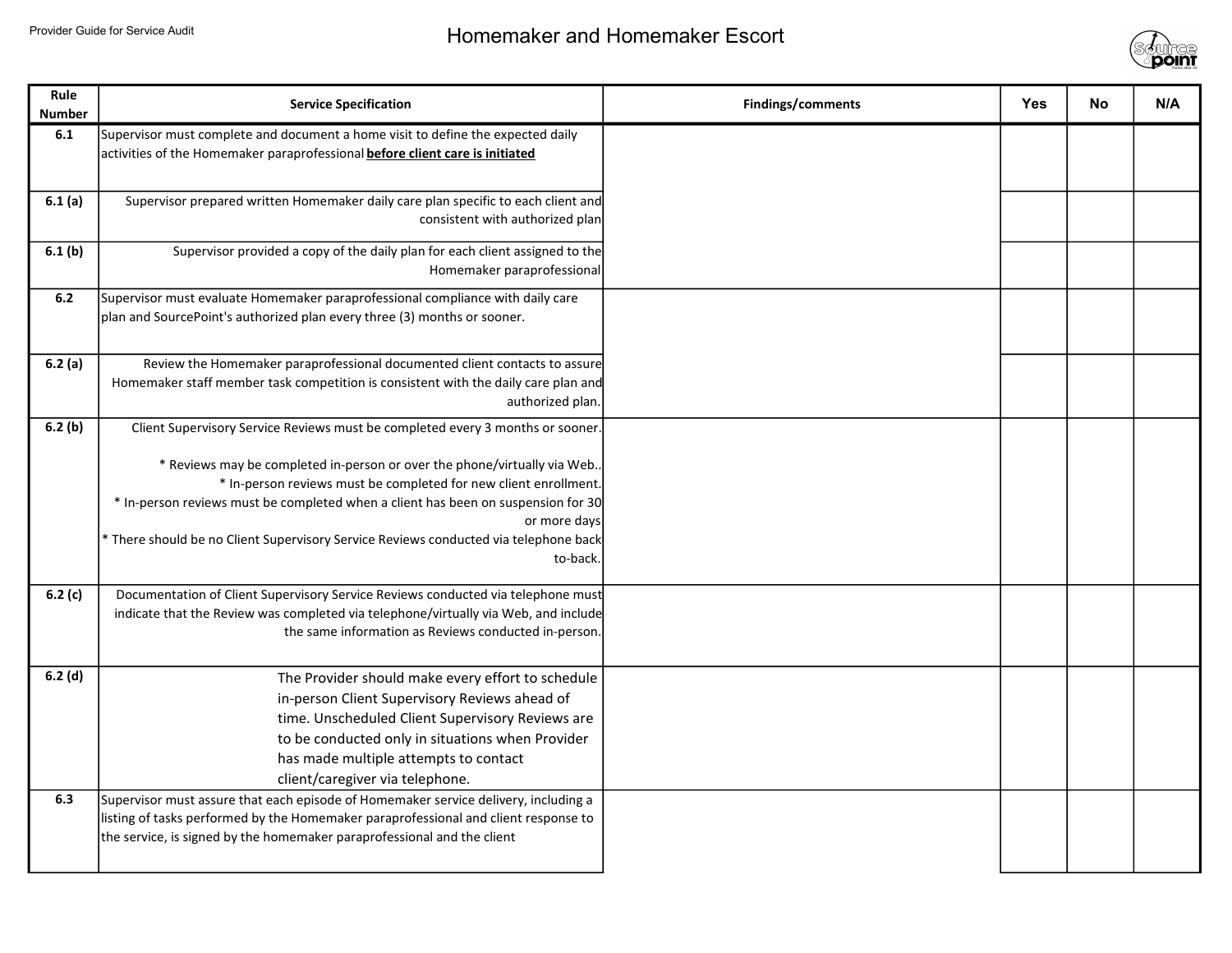# Homemaker and Homemaker Escort

| Rule Number | Service Specification | Findings/comments | Yes | No | N/A |
|---|---|---|---|---|---|
| 6.1 | Supervisor must complete and document a home visit to define the expected daily activities of the Homemaker paraprofessional **before client care is initiated** | | | | |
| 6.1 (a) | Supervisor prepared written Homemaker daily care plan specific to each client and consistent with authorized plan | | | | |
| 6.1 (b) | Supervisor provided a copy of the daily plan for each client assigned to the Homemaker paraprofessional | | | | |
| 6.2 | Supervisor must evaluate Homemaker paraprofessional compliance with daily care plan and SourcePoint's authorized plan every three (3) months or sooner. | | | | |
| 6.2 (a) | Review the Homemaker paraprofessional documented client contacts to assure Homemaker staff member task competition is consistent with the daily care plan and authorized plan. | | | | |
| 6.2 (b) | Client Supervisory Service Reviews must be completed every 3 months or sooner.<br><br>* Reviews may be completed in-person or over the phone/virtually via Web..<br>* In-person reviews must be completed for new client enrollment.<br>* In-person reviews must be completed when a client has been on suspension for 30 or more days<br>* There should be no Client Supervisory Service Reviews conducted via telephone back to-back. | | | | |
| 6.2 (c) | Documentation of Client Supervisory Service Reviews conducted via telephone must indicate that the Review was completed via telephone/virtually via Web, and include the same information as Reviews conducted in-person. | | | | |
| 6.2 (d) | The Provider should make every effort to schedule in-person Client Supervisory Reviews ahead of time. Unscheduled Client Supervisory Reviews are to be conducted only in situations when Provider has made multiple attempts to contact client/caregiver via telephone. | | | | |
| 6.3 | Supervisor must assure that each episode of Homemaker service delivery, including a listing of tasks performed by the Homemaker paraprofessional and client response to the service, is signed by the homemaker paraprofessional and the client | | | | |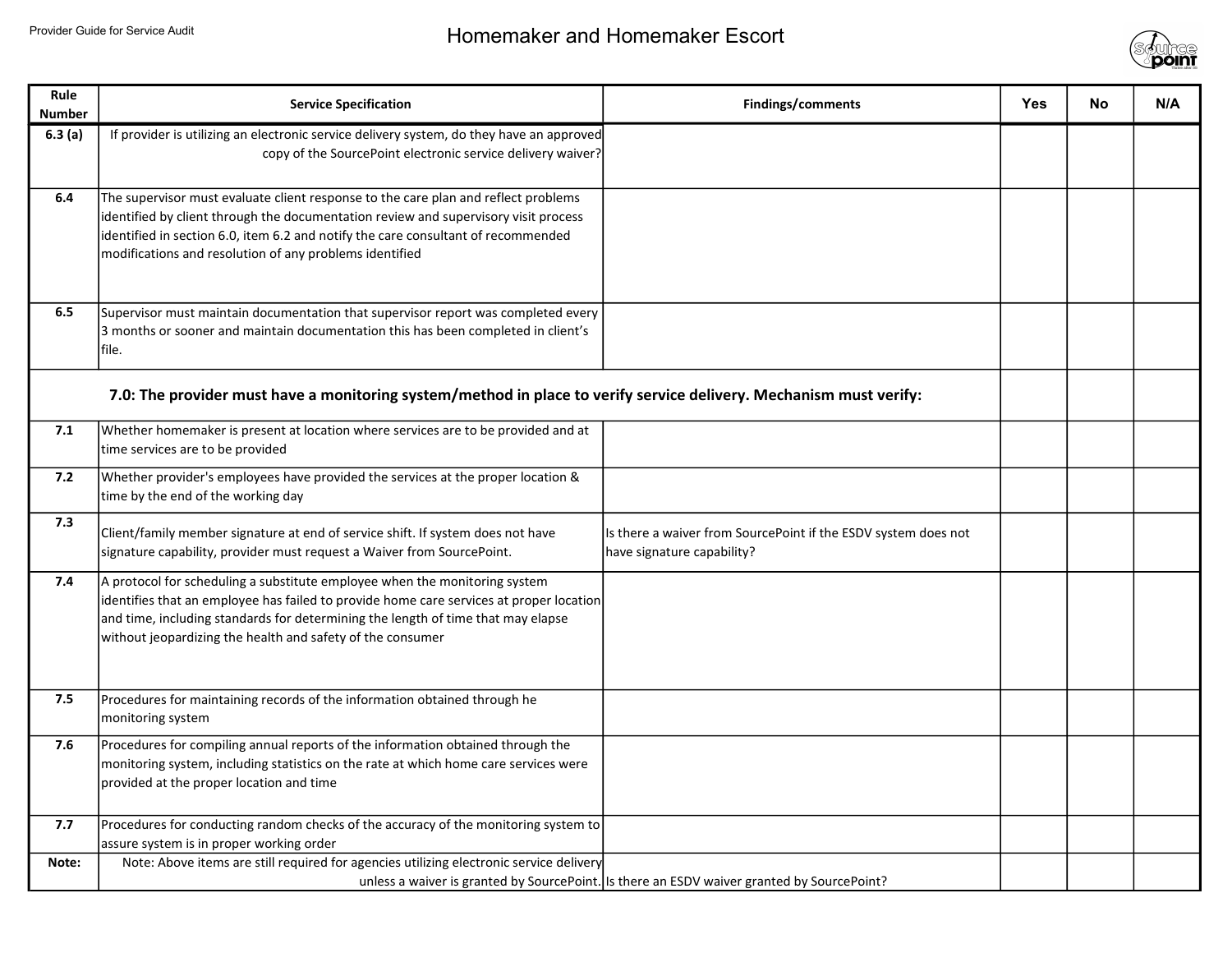# Homemaker and Homemaker Escort

| Rule Number | Service Specification | Findings/comments | Yes | No | N/A |
|---|---|---|---|---|---|
| 6.3 (a) | If provider is utilizing an electronic service delivery system, do they have an approved copy of the SourcePoint electronic service delivery waiver? | | | | |
| 6.4 | The supervisor must evaluate client response to the care plan and reflect problems identified by client through the documentation review and supervisory visit process identified in section 6.0, item 6.2 and notify the care consultant of recommended modifications and resolution of any problems identified | | | | |
| 6.5 | Supervisor must maintain documentation that supervisor report was completed every 3 months or sooner and maintain documentation this has been completed in client's file. | | | | |
| | **7.0: The provider must have a monitoring system/method in place to verify service delivery. Mechanism must verify:** | | | | |
| 7.1 | Whether homemaker is present at location where services are to be provided and at time services are to be provided | | | | |
| 7.2 | Whether provider's employees have provided the services at the proper location & time by the end of the working day | | | | |
| 7.3 | Client/family member signature at end of service shift. If system does not have signature capability, provider must request a Waiver from SourcePoint. | Is there a waiver from SourcePoint if the ESDV system does not have signature capability? | | | |
| 7.4 | A protocol for scheduling a substitute employee when the monitoring system identifies that an employee has failed to provide home care services at proper location and time, including standards for determining the length of time that may elapse without jeopardizing the health and safety of the consumer | | | | |
| 7.5 | Procedures for maintaining records of the information obtained through he monitoring system | | | | |
| 7.6 | Procedures for compiling annual reports of the information obtained through the monitoring system, including statistics on the rate at which home care services were provided at the proper location and time | | | | |
| 7.7 | Procedures for conducting random checks of the accuracy of the monitoring system to assure system is in proper working order | | | | |
| Note: | Note: Above items are still required for agencies utilizing electronic service delivery unless a waiver is granted by SourcePoint. | Is there an ESDV waiver granted by SourcePoint? | | | |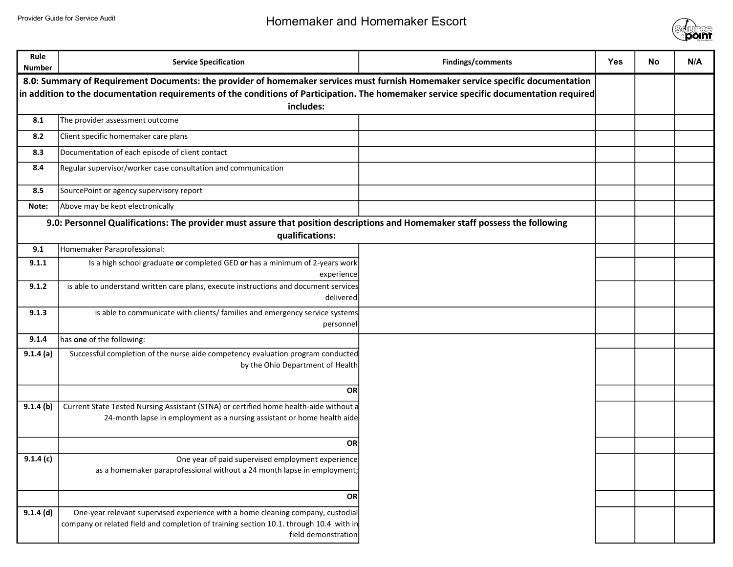# Homemaker and Homemaker Escort

| Rule Number | Service Specification | Findings/comments | Yes | No | N/A |
|---|---|---|---|---|---|
| **8.0: Summary of Requirement Documents: the provider of homemaker services must furnish Homemaker service specific documentation in addition to the documentation requirements of the conditions of Participation. The homemaker service specific documentation required includes:** | | | | | |
| **8.1** | The provider assessment outcome | | | | |
| **8.2** | Client specific homemaker care plans | | | | |
| **8.3** | Documentation of each episode of client contact | | | | |
| **8.4** | Regular supervisor/worker case consultation and communication | | | | |
| **8.5** | SourcePoint or agency supervisory report | | | | |
| **Note:** | Above may be kept electronically | | | | |
| **9.0: Personnel Qualifications: The provider must assure that position descriptions and Homemaker staff possess the following qualifications:** | | | | | |
| **9.1** | Homemaker Paraprofessional: | | | | |
| **9.1.1** | Is a high school graduate **or** completed GED **or** has a minimum of 2-years work experience | | | | |
| **9.1.2** | is able to understand written care plans, execute instructions and document services delivered | | | | |
| **9.1.3** | is able to communicate with clients/ families and emergency service systems personnel | | | | |
| **9.1.4** | has **one** of the following: | | | | |
| **9.1.4 (a)** | Successful completion of the nurse aide competency evaluation program conducted by the Ohio Department of Health | | | | |
| | **OR** | | | | |
| **9.1.4 (b)** | Current State Tested Nursing Assistant (STNA) or certified home health-aide without a 24-month lapse in employment as a nursing assistant or home health aide | | | | |
| | **OR** | | | | |
| **9.1.4 (c)** | One year of paid supervised employment experience as a homemaker paraprofessional without a 24 month lapse in employment; | | | | |
| | **OR** | | | | |
| **9.1.4 (d)** | One-year relevant supervised experience with a home cleaning company, custodial company or related field and completion of training section 10.1. through 10.4 with in field demonstration | | | | |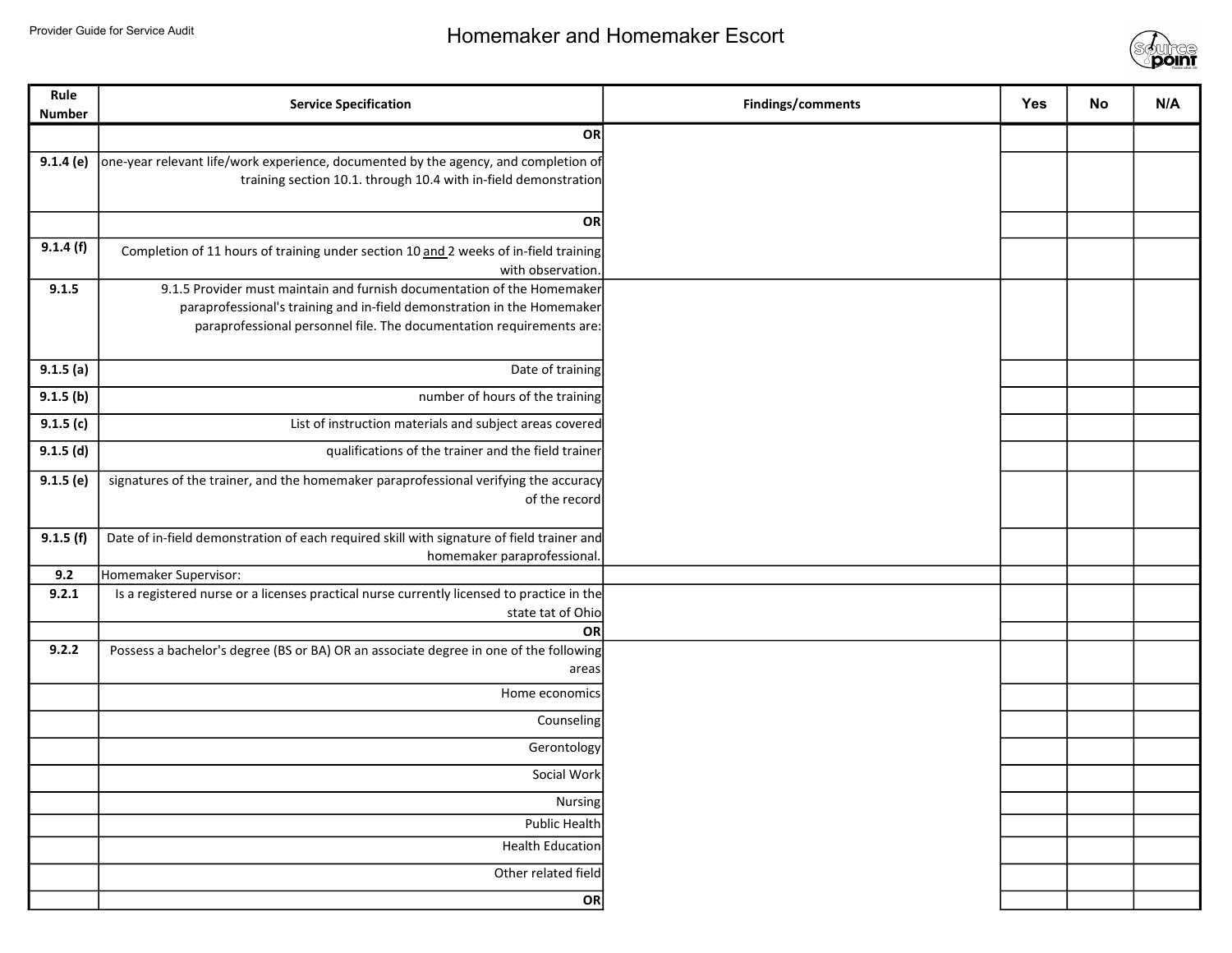# Homemaker and Homemaker Escort

| Rule Number | Service Specification | Findings/comments | Yes | No | N/A |
|---|---|---|---|---|---|
| | **OR** | | | | |
| 9.1.4 (e) | one-year relevant life/work experience, documented by the agency, and completion of training section 10.1. through 10.4 with in-field demonstration | | | | |
| | **OR** | | | | |
| 9.1.4 (f) | Completion of 11 hours of training under section 10 and 2 weeks of in-field training with observation. | | | | |
| 9.1.5 | 9.1.5 Provider must maintain and furnish documentation of the Homemaker paraprofessional's training and in-field demonstration in the Homemaker paraprofessional personnel file. The documentation requirements are: | | | | |
| 9.1.5 (a) | Date of training | | | | |
| 9.1.5 (b) | number of hours of the training | | | | |
| 9.1.5 (c) | List of instruction materials and subject areas covered | | | | |
| 9.1.5 (d) | qualifications of the trainer and the field trainer | | | | |
| 9.1.5 (e) | signatures of the trainer, and the homemaker paraprofessional verifying the accuracy of the record | | | | |
| 9.1.5 (f) | Date of in-field demonstration of each required skill with signature of field trainer and homemaker paraprofessional. | | | | |
| 9.2 | Homemaker Supervisor: | | | | |
| 9.2.1 | Is a registered nurse or a licenses practical nurse currently licensed to practice in the state tat of Ohio | | | | |
| | **OR** | | | | |
| 9.2.2 | Possess a bachelor's degree (BS or BA) OR an associate degree in one of the following areas | | | | |
| | Home economics | | | | |
| | Counseling | | | | |
| | Gerontology | | | | |
| | Social Work | | | | |
| | Nursing | | | | |
| | Public Health | | | | |
| | Health Education | | | | |
| | Other related field | | | | |
| | **OR** | | | | |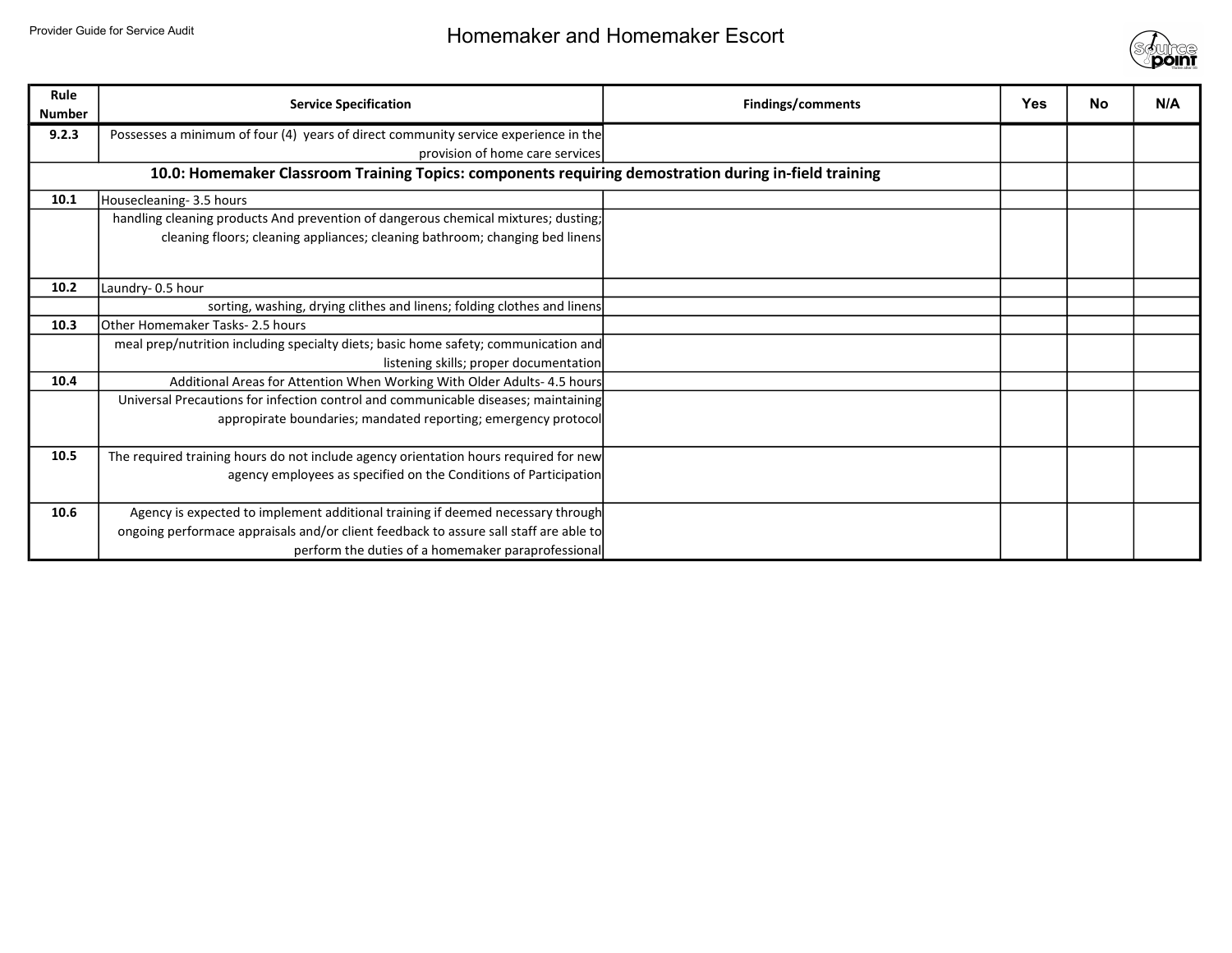# Homemaker and Homemaker Escort

| Rule Number | Service Specification | Findings/comments | Yes | No | N/A |
|---|---|---|---|---|---|
| 9.2.3 | Possesses a minimum of four (4) years of direct community service experience in the provision of home care services | | | | |
| | **10.0: Homemaker Classroom Training Topics: components requiring demostration during in-field training** | | | | |
| 10.1 | Housecleaning- 3.5 hours | | | | |
| | handling cleaning products And prevention of dangerous chemical mixtures; dusting; cleaning floors; cleaning appliances; cleaning bathroom; changing bed linens | | | | |
| 10.2 | Laundry- 0.5 hour | | | | |
| | sorting, washing, drying clithes and linens; folding clothes and linens | | | | |
| 10.3 | Other Homemaker Tasks- 2.5 hours | | | | |
| | meal prep/nutrition including specialty diets; basic home safety; communication and listening skills; proper documentation | | | | |
| 10.4 | Additional Areas for Attention When Working With Older Adults- 4.5 hours | | | | |
| | Universal Precautions for infection control and communicable diseases; maintaining appropirate boundaries; mandated reporting; emergency protocol | | | | |
| 10.5 | The required training hours do not include agency orientation hours required for new agency employees as specified on the Conditions of Participation | | | | |
| 10.6 | Agency is expected to implement additional training if deemed necessary through ongoing performace appraisals and/or client feedback to assure sall staff are able to perform the duties of a homemaker paraprofessional | | | | |